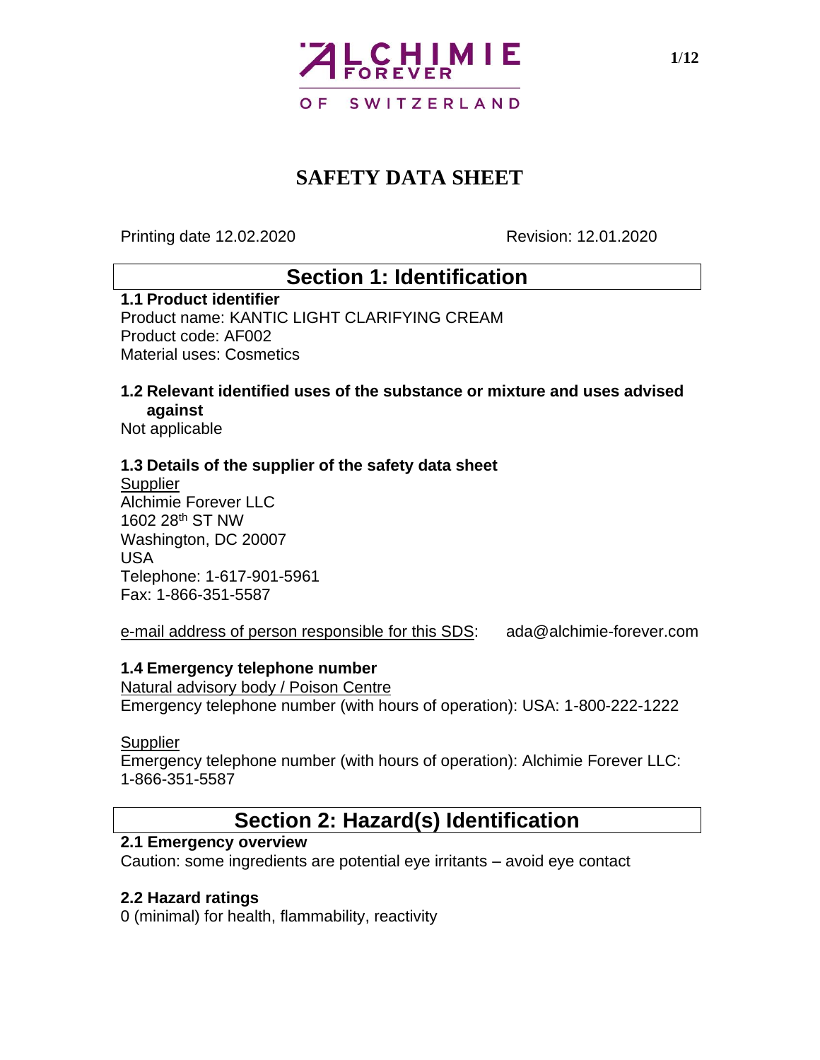ALCHIMIE FOREVER

OF SWITZERLAND

# SAFETY DATA SHEET

Printing date 12.02.2020 Revision: 12.01.2020

## Section 1: Identification

**1.1 Product identifier**

Product name: KANTIC LIGHT CLARIFYING CREAM
Product code: AF002
Material uses: Cosmetics

**1.2 Relevant identified uses of the substance or mixture and uses advised against**

Not applicable

**1.3 Details of the supplier of the safety data sheet**

Supplier
Alchimie Forever LLC
1602 28th ST NW
Washington, DC 20007
USA
Telephone: 1-617-901-5961
Fax: 1-866-351-5587

e-mail address of person responsible for this SDS: ada@alchimie-forever.com

**1.4 Emergency telephone number**

Natural advisory body / Poison Centre
Emergency telephone number (with hours of operation): USA: 1-800-222-1222

Supplier
Emergency telephone number (with hours of operation): Alchimie Forever LLC: 1-866-351-5587

## Section 2: Hazard(s) Identification

**2.1 Emergency overview**

Caution: some ingredients are potential eye irritants – avoid eye contact

**2.2 Hazard ratings**

0 (minimal) for health, flammability, reactivity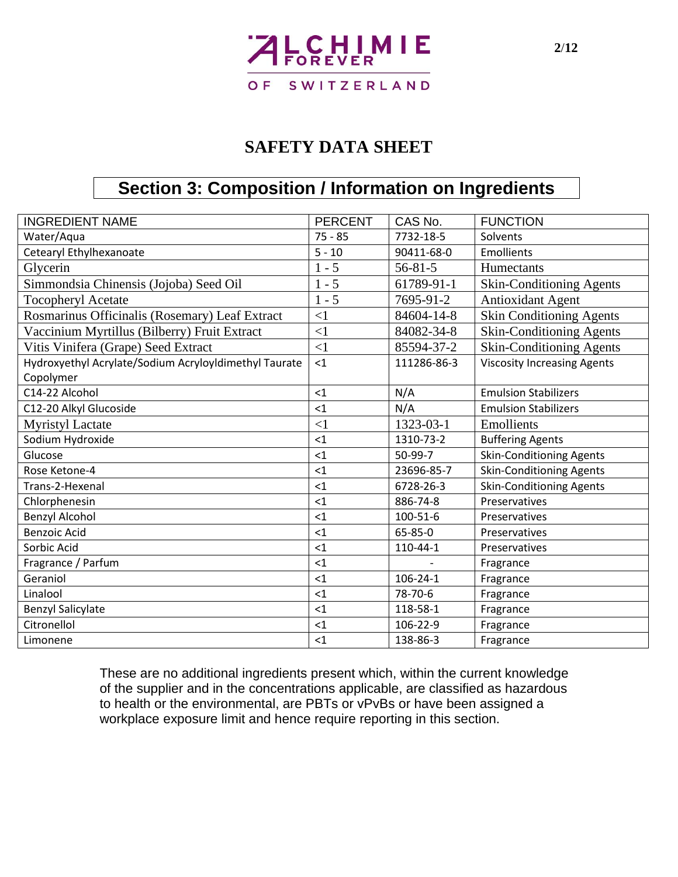# SAFETY DATA SHEET

## Section 3: Composition / Information on Ingredients

| INGREDIENT NAME | PERCENT | CAS No. | FUNCTION |
| --- | --- | --- | --- |
| Water/Aqua | 75 - 85 | 7732-18-5 | Solvents |
| Cetearyl Ethylhexanoate | 5 - 10 | 90411-68-0 | Emollients |
| Glycerin | 1 - 5 | 56-81-5 | Humectants |
| Simmondsia Chinensis (Jojoba) Seed Oil | 1 - 5 | 61789-91-1 | Skin-Conditioning Agents |
| Tocopheryl Acetate | 1 - 5 | 7695-91-2 | Antioxidant Agent |
| Rosmarinus Officinalis (Rosemary) Leaf Extract | <1 | 84604-14-8 | Skin Conditioning Agents |
| Vaccinium Myrtillus (Bilberry) Fruit Extract | <1 | 84082-34-8 | Skin-Conditioning Agents |
| Vitis Vinifera (Grape) Seed Extract | <1 | 85594-37-2 | Skin-Conditioning Agents |
| Hydroxyethyl Acrylate/Sodium Acryloyldimethyl Taurate Copolymer | <1 | 111286-86-3 | Viscosity Increasing Agents |
| C14-22 Alcohol | <1 | N/A | Emulsion Stabilizers |
| C12-20 Alkyl Glucoside | <1 | N/A | Emulsion Stabilizers |
| Myristyl Lactate | <1 | 1323-03-1 | Emollients |
| Sodium Hydroxide | <1 | 1310-73-2 | Buffering Agents |
| Glucose | <1 | 50-99-7 | Skin-Conditioning Agents |
| Rose Ketone-4 | <1 | 23696-85-7 | Skin-Conditioning Agents |
| Trans-2-Hexenal | <1 | 6728-26-3 | Skin-Conditioning Agents |
| Chlorphenesin | <1 | 886-74-8 | Preservatives |
| Benzyl Alcohol | <1 | 100-51-6 | Preservatives |
| Benzoic Acid | <1 | 65-85-0 | Preservatives |
| Sorbic Acid | <1 | 110-44-1 | Preservatives |
| Fragrance / Parfum | <1 | - | Fragrance |
| Geraniol | <1 | 106-24-1 | Fragrance |
| Linalool | <1 | 78-70-6 | Fragrance |
| Benzyl Salicylate | <1 | 118-58-1 | Fragrance |
| Citronellol | <1 | 106-22-9 | Fragrance |
| Limonene | <1 | 138-86-3 | Fragrance |

These are no additional ingredients present which, within the current knowledge of the supplier and in the concentrations applicable, are classified as hazardous to health or the environmental, are PBTs or vPvBs or have been assigned a workplace exposure limit and hence require reporting in this section.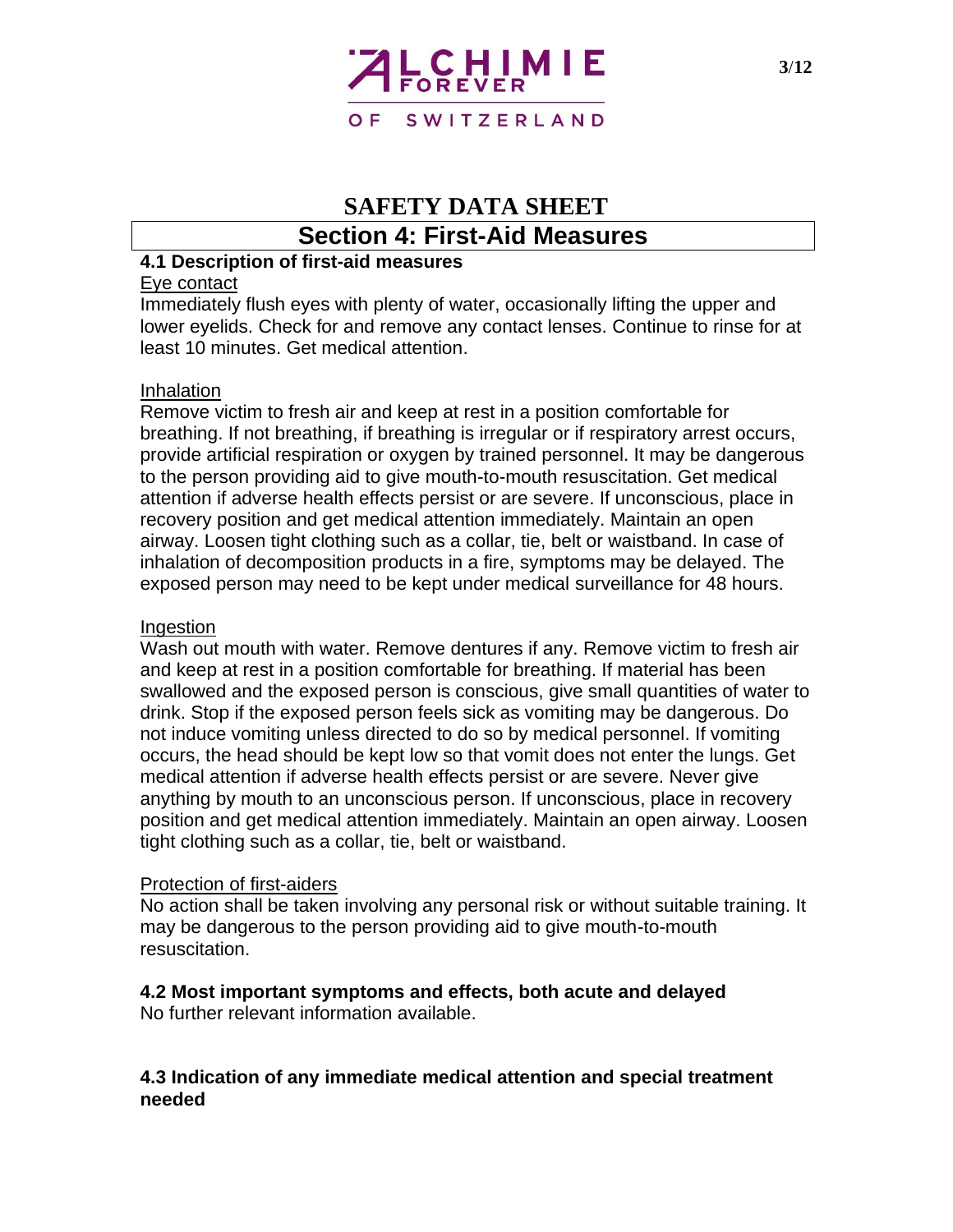# SAFETY DATA SHEET

## Section 4: First-Aid Measures

### 4.1 Description of first-aid measures

Eye contact

Immediately flush eyes with plenty of water, occasionally lifting the upper and lower eyelids. Check for and remove any contact lenses. Continue to rinse for at least 10 minutes. Get medical attention.

Inhalation

Remove victim to fresh air and keep at rest in a position comfortable for breathing. If not breathing, if breathing is irregular or if respiratory arrest occurs, provide artificial respiration or oxygen by trained personnel. It may be dangerous to the person providing aid to give mouth-to-mouth resuscitation. Get medical attention if adverse health effects persist or are severe. If unconscious, place in recovery position and get medical attention immediately. Maintain an open airway. Loosen tight clothing such as a collar, tie, belt or waistband. In case of inhalation of decomposition products in a fire, symptoms may be delayed. The exposed person may need to be kept under medical surveillance for 48 hours.

Ingestion

Wash out mouth with water. Remove dentures if any. Remove victim to fresh air and keep at rest in a position comfortable for breathing. If material has been swallowed and the exposed person is conscious, give small quantities of water to drink. Stop if the exposed person feels sick as vomiting may be dangerous. Do not induce vomiting unless directed to do so by medical personnel. If vomiting occurs, the head should be kept low so that vomit does not enter the lungs. Get medical attention if adverse health effects persist or are severe. Never give anything by mouth to an unconscious person. If unconscious, place in recovery position and get medical attention immediately. Maintain an open airway. Loosen tight clothing such as a collar, tie, belt or waistband.

Protection of first-aiders

No action shall be taken involving any personal risk or without suitable training. It may be dangerous to the person providing aid to give mouth-to-mouth resuscitation.

### 4.2 Most important symptoms and effects, both acute and delayed

No further relevant information available.

### 4.3 Indication of any immediate medical attention and special treatment needed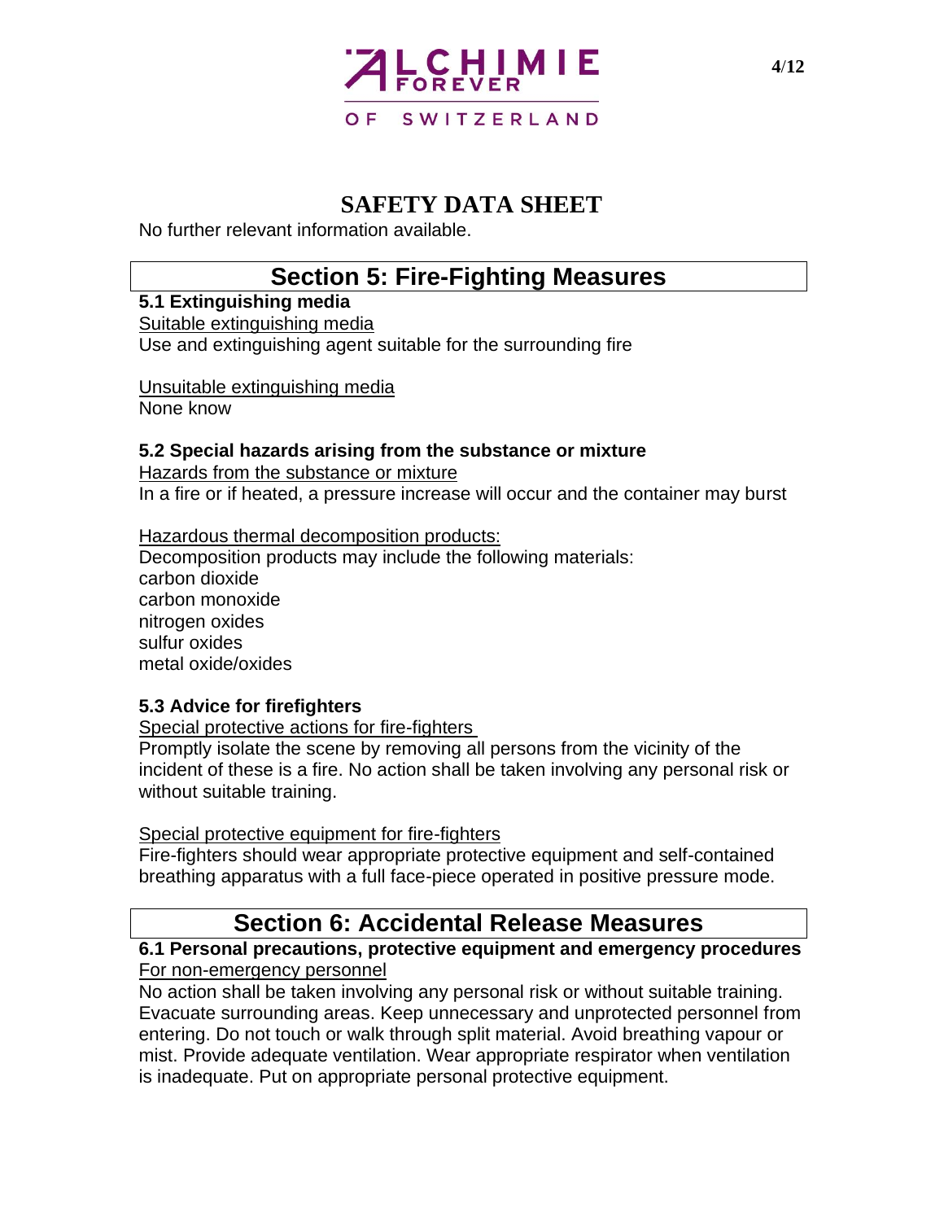No further relevant information available.

## Section 5: Fire-Fighting Measures

**5.1 Extinguishing media**

Suitable extinguishing media

Use and extinguishing agent suitable for the surrounding fire

Unsuitable extinguishing media

None know

**5.2 Special hazards arising from the substance or mixture**

Hazards from the substance or mixture

In a fire or if heated, a pressure increase will occur and the container may burst

Hazardous thermal decomposition products:

Decomposition products may include the following materials:
carbon dioxide
carbon monoxide
nitrogen oxides
sulfur oxides
metal oxide/oxides

**5.3 Advice for firefighters**

Special protective actions for fire-fighters

Promptly isolate the scene by removing all persons from the vicinity of the incident of these is a fire. No action shall be taken involving any personal risk or without suitable training.

Special protective equipment for fire-fighters

Fire-fighters should wear appropriate protective equipment and self-contained breathing apparatus with a full face-piece operated in positive pressure mode.

## Section 6: Accidental Release Measures

**6.1 Personal precautions, protective equipment and emergency procedures**

For non-emergency personnel

No action shall be taken involving any personal risk or without suitable training. Evacuate surrounding areas. Keep unnecessary and unprotected personnel from entering. Do not touch or walk through split material. Avoid breathing vapour or mist. Provide adequate ventilation. Wear appropriate respirator when ventilation is inadequate. Put on appropriate personal protective equipment.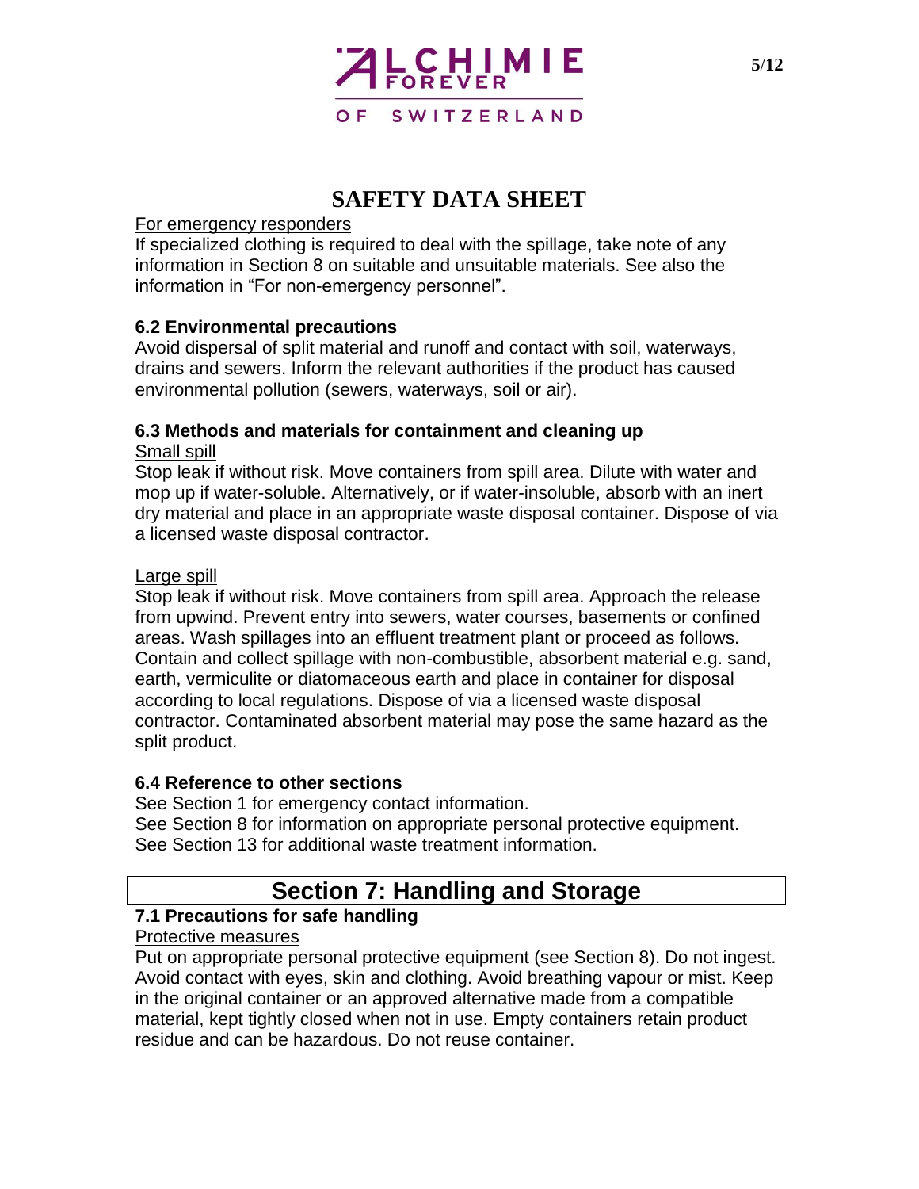# SAFETY DATA SHEET

For emergency responders

If specialized clothing is required to deal with the spillage, take note of any information in Section 8 on suitable and unsuitable materials. See also the information in "For non-emergency personnel".

### 6.2 Environmental precautions

Avoid dispersal of split material and runoff and contact with soil, waterways, drains and sewers. Inform the relevant authorities if the product has caused environmental pollution (sewers, waterways, soil or air).

### 6.3 Methods and materials for containment and cleaning up

Small spill

Stop leak if without risk. Move containers from spill area. Dilute with water and mop up if water-soluble. Alternatively, or if water-insoluble, absorb with an inert dry material and place in an appropriate waste disposal container. Dispose of via a licensed waste disposal contractor.

Large spill

Stop leak if without risk. Move containers from spill area. Approach the release from upwind. Prevent entry into sewers, water courses, basements or confined areas. Wash spillages into an effluent treatment plant or proceed as follows. Contain and collect spillage with non-combustible, absorbent material e.g. sand, earth, vermiculite or diatomaceous earth and place in container for disposal according to local regulations. Dispose of via a licensed waste disposal contractor. Contaminated absorbent material may pose the same hazard as the split product.

### 6.4 Reference to other sections

See Section 1 for emergency contact information.
See Section 8 for information on appropriate personal protective equipment.
See Section 13 for additional waste treatment information.

## Section 7: Handling and Storage

### 7.1 Precautions for safe handling

Protective measures

Put on appropriate personal protective equipment (see Section 8). Do not ingest. Avoid contact with eyes, skin and clothing. Avoid breathing vapour or mist. Keep in the original container or an approved alternative made from a compatible material, kept tightly closed when not in use. Empty containers retain product residue and can be hazardous. Do not reuse container.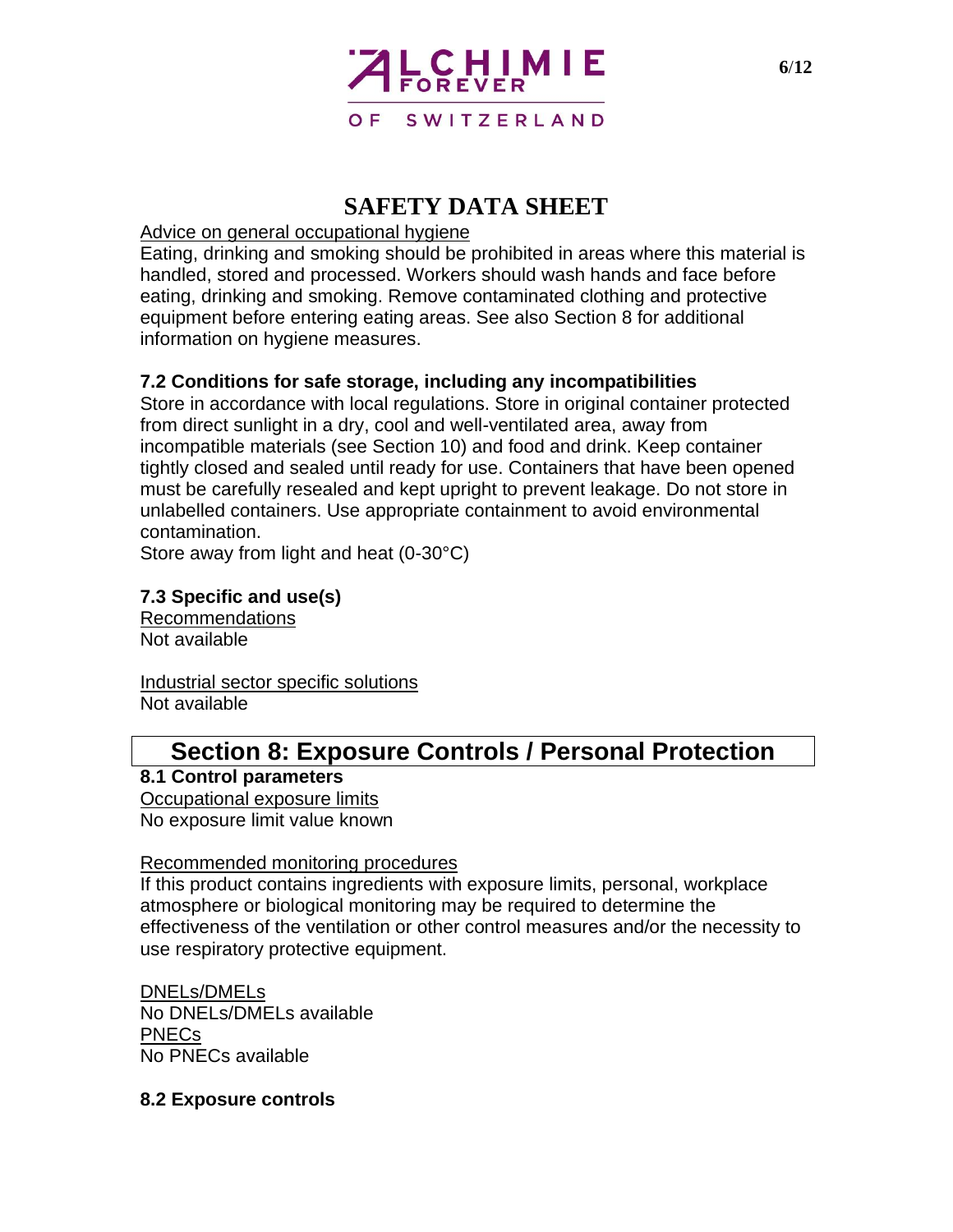Advice on general occupational hygiene

Eating, drinking and smoking should be prohibited in areas where this material is handled, stored and processed. Workers should wash hands and face before eating, drinking and smoking. Remove contaminated clothing and protective equipment before entering eating areas. See also Section 8 for additional information on hygiene measures.

### 7.2 Conditions for safe storage, including any incompatibilities

Store in accordance with local regulations. Store in original container protected from direct sunlight in a dry, cool and well-ventilated area, away from incompatible materials (see Section 10) and food and drink. Keep container tightly closed and sealed until ready for use. Containers that have been opened must be carefully resealed and kept upright to prevent leakage. Do not store in unlabelled containers. Use appropriate containment to avoid environmental contamination.

Store away from light and heat (0-30°C)

### 7.3 Specific and use(s)

Recommendations

Not available

Industrial sector specific solutions

Not available

## Section 8: Exposure Controls / Personal Protection

### 8.1 Control parameters

Occupational exposure limits

No exposure limit value known

Recommended monitoring procedures

If this product contains ingredients with exposure limits, personal, workplace atmosphere or biological monitoring may be required to determine the effectiveness of the ventilation or other control measures and/or the necessity to use respiratory protective equipment.

DNELs/DMELs

No DNELs/DMELs available

PNECs

No PNECs available

### 8.2 Exposure controls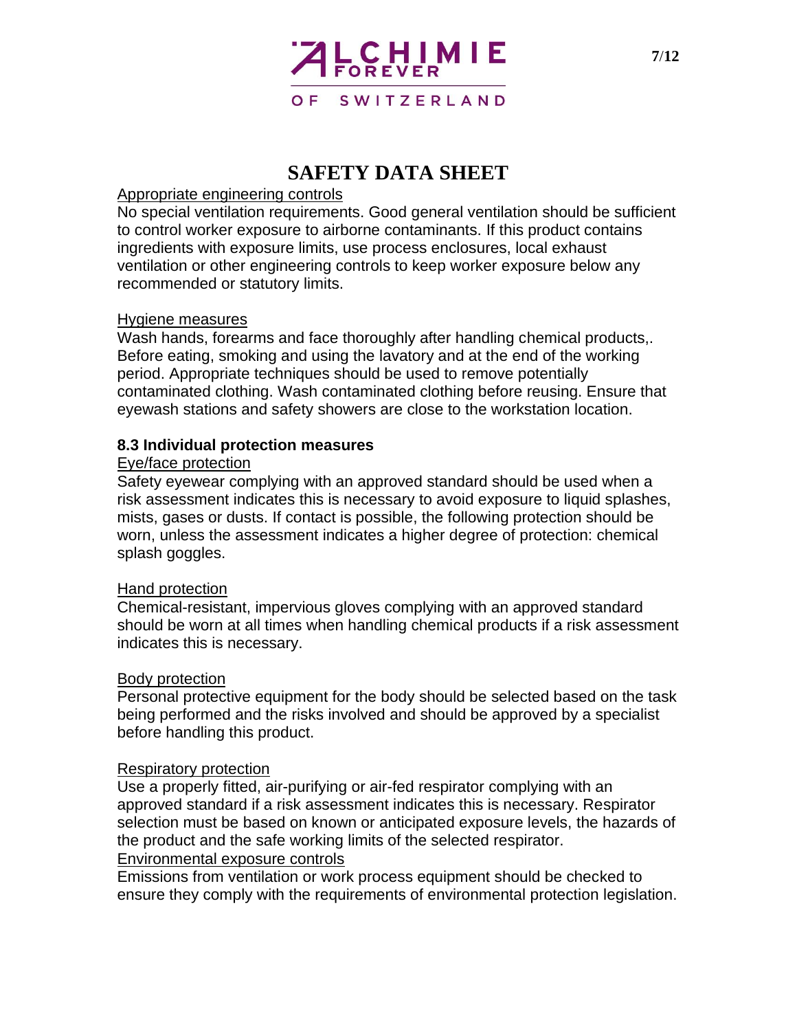# SAFETY DATA SHEET

Appropriate engineering controls

No special ventilation requirements. Good general ventilation should be sufficient to control worker exposure to airborne contaminants. If this product contains ingredients with exposure limits, use process enclosures, local exhaust ventilation or other engineering controls to keep worker exposure below any recommended or statutory limits.

Hygiene measures

Wash hands, forearms and face thoroughly after handling chemical products,. Before eating, smoking and using the lavatory and at the end of the working period. Appropriate techniques should be used to remove potentially contaminated clothing. Wash contaminated clothing before reusing. Ensure that eyewash stations and safety showers are close to the workstation location.

**8.3 Individual protection measures**

Eye/face protection

Safety eyewear complying with an approved standard should be used when a risk assessment indicates this is necessary to avoid exposure to liquid splashes, mists, gases or dusts. If contact is possible, the following protection should be worn, unless the assessment indicates a higher degree of protection: chemical splash goggles.

Hand protection

Chemical-resistant, impervious gloves complying with an approved standard should be worn at all times when handling chemical products if a risk assessment indicates this is necessary.

Body protection

Personal protective equipment for the body should be selected based on the task being performed and the risks involved and should be approved by a specialist before handling this product.

Respiratory protection

Use a properly fitted, air-purifying or air-fed respirator complying with an approved standard if a risk assessment indicates this is necessary. Respirator selection must be based on known or anticipated exposure levels, the hazards of the product and the safe working limits of the selected respirator.

Environmental exposure controls

Emissions from ventilation or work process equipment should be checked to ensure they comply with the requirements of environmental protection legislation.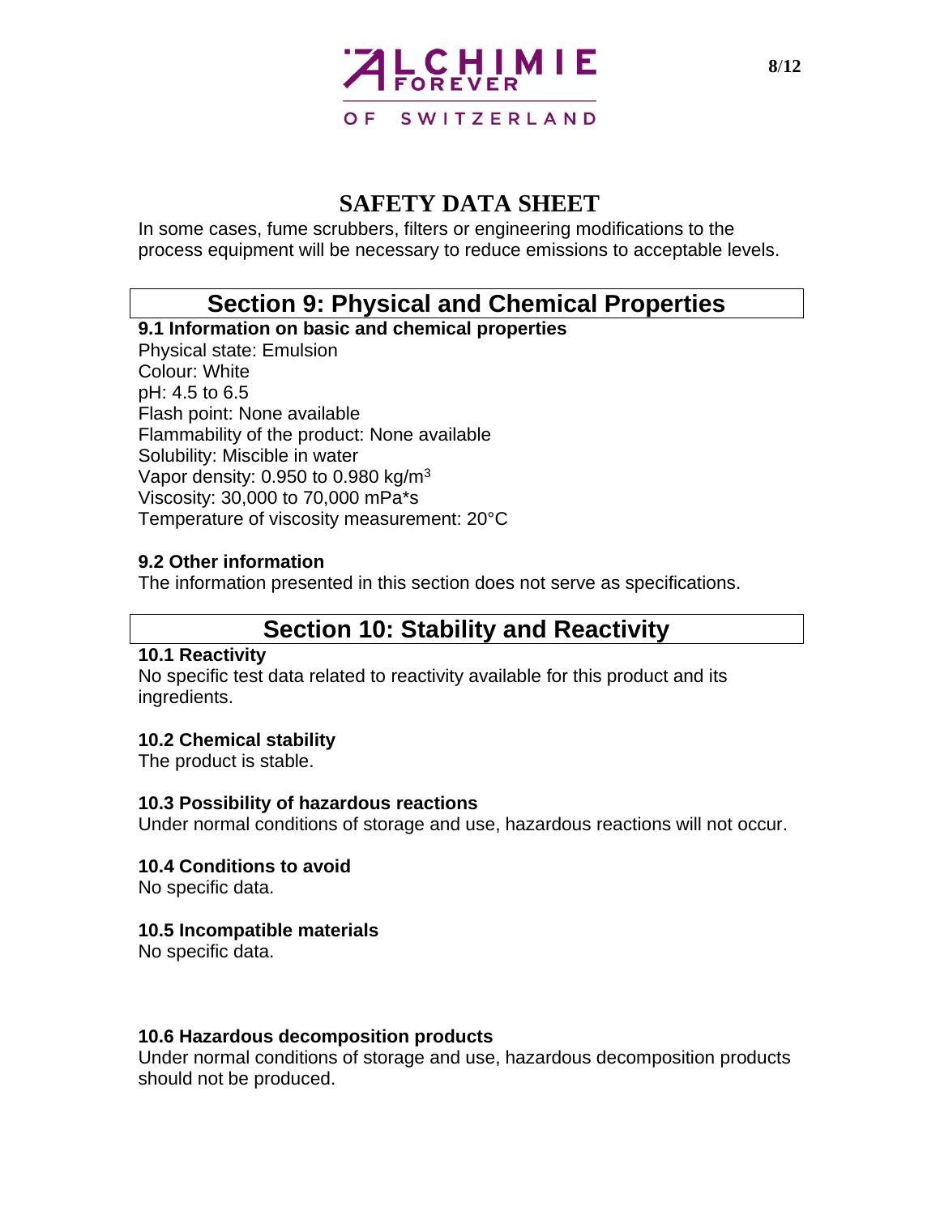In some cases, fume scrubbers, filters or engineering modifications to the process equipment will be necessary to reduce emissions to acceptable levels.

## Section 9: Physical and Chemical Properties

**9.1 Information on basic and chemical properties**

Physical state: Emulsion
Colour: White
pH: 4.5 to 6.5
Flash point: None available
Flammability of the product: None available
Solubility: Miscible in water
Vapor density: 0.950 to 0.980 kg/$m^3$
Viscosity: 30,000 to 70,000 mPa*s
Temperature of viscosity measurement: 20°C

**9.2 Other information**

The information presented in this section does not serve as specifications.

## Section 10: Stability and Reactivity

**10.1 Reactivity**

No specific test data related to reactivity available for this product and its ingredients.

**10.2 Chemical stability**

The product is stable.

**10.3 Possibility of hazardous reactions**

Under normal conditions of storage and use, hazardous reactions will not occur.

**10.4 Conditions to avoid**

No specific data.

**10.5 Incompatible materials**

No specific data.

**10.6 Hazardous decomposition products**

Under normal conditions of storage and use, hazardous decomposition products should not be produced.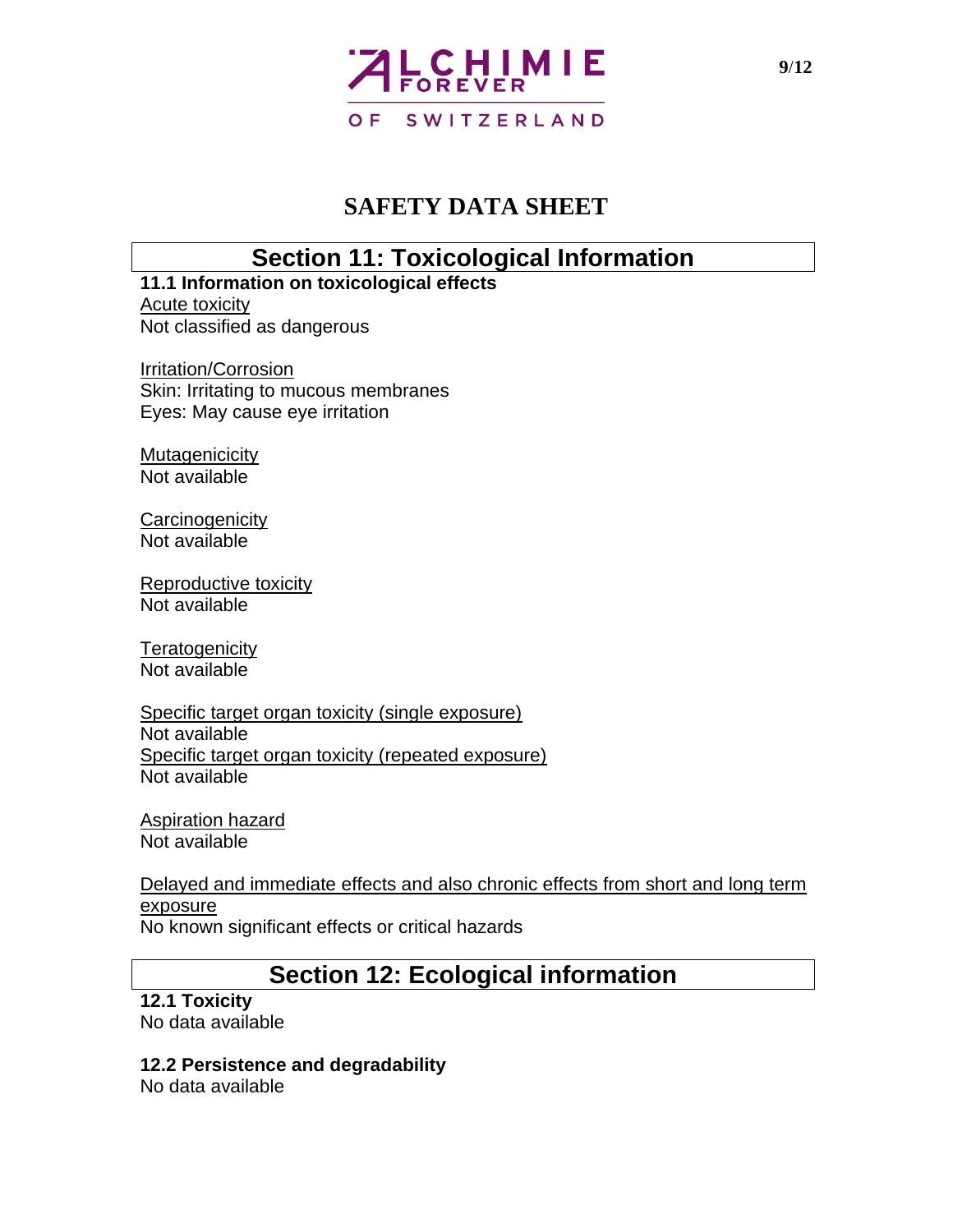# SAFETY DATA SHEET

## Section 11: Toxicological Information

**11.1 Information on toxicological effects**

Acute toxicity
Not classified as dangerous

Irritation/Corrosion
Skin: Irritating to mucous membranes
Eyes: May cause eye irritation

Mutagenicicity
Not available

Carcinogenicity
Not available

Reproductive toxicity
Not available

Teratogenicity
Not available

Specific target organ toxicity (single exposure)
Not available
Specific target organ toxicity (repeated exposure)
Not available

Aspiration hazard
Not available

Delayed and immediate effects and also chronic effects from short and long term exposure
No known significant effects or critical hazards

## Section 12: Ecological information

**12.1 Toxicity**
No data available

**12.2 Persistence and degradability**
No data available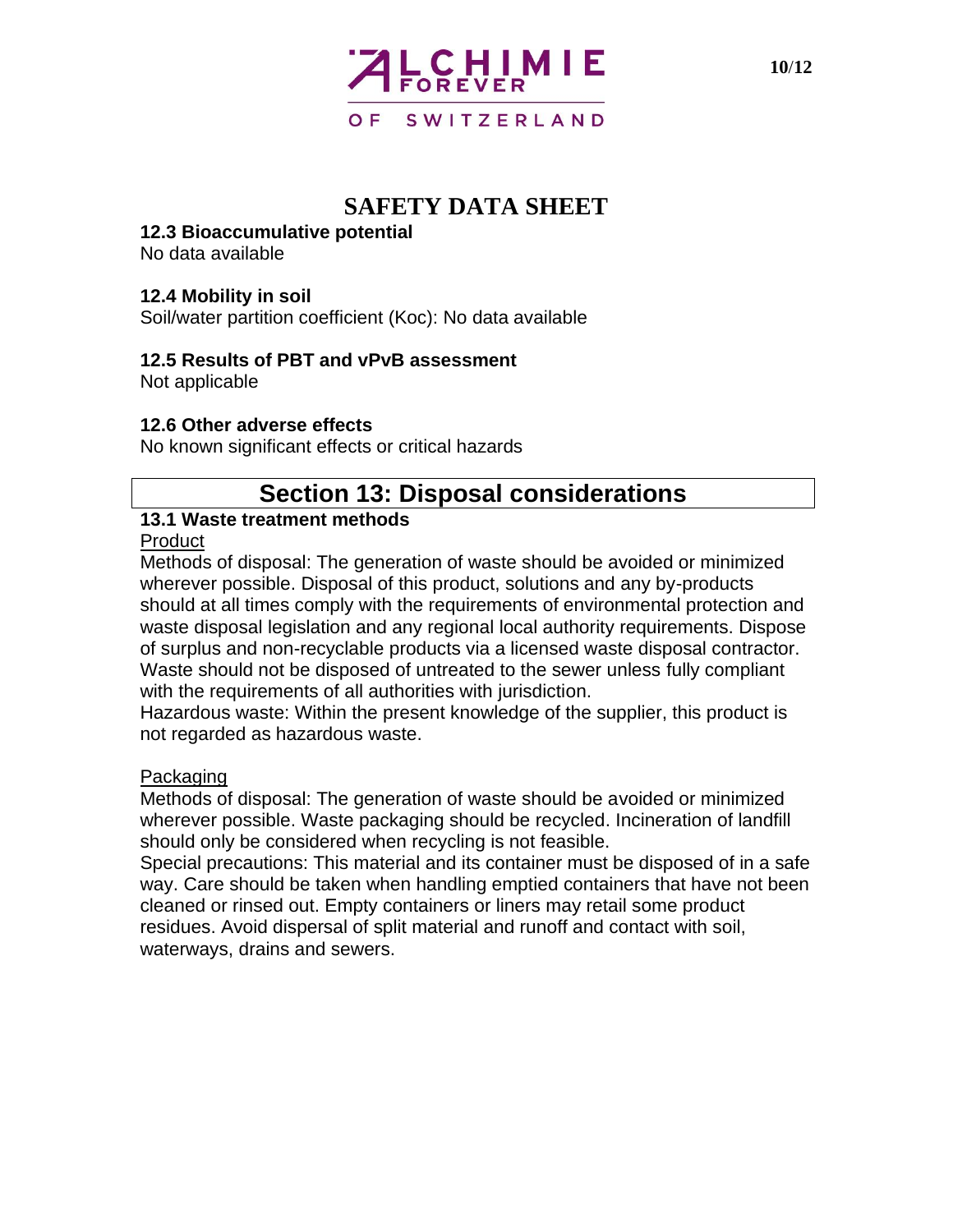### 12.3 Bioaccumulative potential

No data available

### 12.4 Mobility in soil

Soil/water partition coefficient (Koc): No data available

### 12.5 Results of PBT and vPvB assessment

Not applicable

### 12.6 Other adverse effects

No known significant effects or critical hazards

## Section 13: Disposal considerations

### 13.1 Waste treatment methods

Product

Methods of disposal: The generation of waste should be avoided or minimized wherever possible. Disposal of this product, solutions and any by-products should at all times comply with the requirements of environmental protection and waste disposal legislation and any regional local authority requirements. Dispose of surplus and non-recyclable products via a licensed waste disposal contractor. Waste should not be disposed of untreated to the sewer unless fully compliant with the requirements of all authorities with jurisdiction.

Hazardous waste: Within the present knowledge of the supplier, this product is not regarded as hazardous waste.

Packaging

Methods of disposal: The generation of waste should be avoided or minimized wherever possible. Waste packaging should be recycled. Incineration of landfill should only be considered when recycling is not feasible.

Special precautions: This material and its container must be disposed of in a safe way. Care should be taken when handling emptied containers that have not been cleaned or rinsed out. Empty containers or liners may retail some product residues. Avoid dispersal of split material and runoff and contact with soil, waterways, drains and sewers.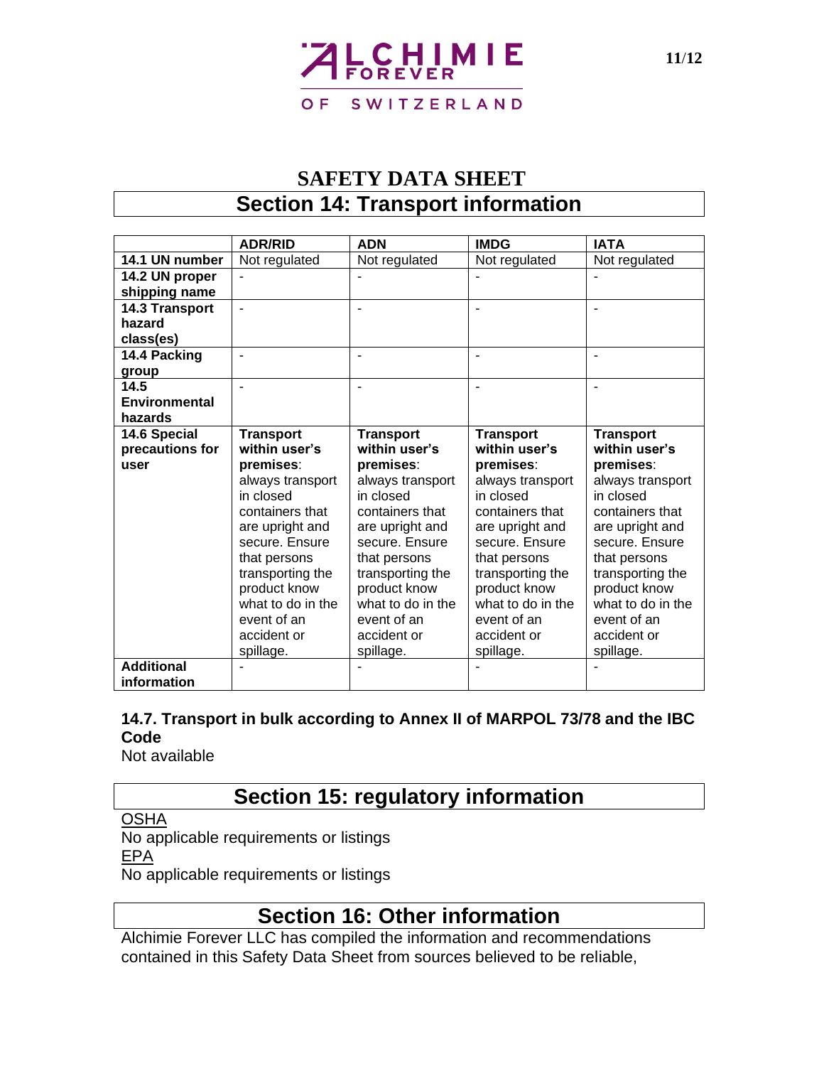# SAFETY DATA SHEET

## Section 14: Transport information

| | ADR/RID | ADN | IMDG | IATA |
|---|---|---|---|---|
| **14.1 UN number** | Not regulated | Not regulated | Not regulated | Not regulated |
| **14.2 UN proper shipping name** | - | - | - | - |
| **14.3 Transport hazard class(es)** | - | - | - | - |
| **14.4 Packing group** | - | - | - | - |
| **14.5 Environmental hazards** | - | - | - | - |
| **14.6 Special precautions for user** | **Transport within user's premises**: always transport in closed containers that are upright and secure. Ensure that persons transporting the product know what to do in the event of an accident or spillage. | **Transport within user's premises**: always transport in closed containers that are upright and secure. Ensure that persons transporting the product know what to do in the event of an accident or spillage. | **Transport within user's premises**: always transport in closed containers that are upright and secure. Ensure that persons transporting the product know what to do in the event of an accident or spillage. | **Transport within user's premises**: always transport in closed containers that are upright and secure. Ensure that persons transporting the product know what to do in the event of an accident or spillage. |
| **Additional information** | - | - | - | - |

### 14.7. Transport in bulk according to Annex II of MARPOL 73/78 and the IBC Code

Not available

## Section 15: regulatory information

OSHA

No applicable requirements or listings

EPA

No applicable requirements or listings

## Section 16: Other information

Alchimie Forever LLC has compiled the information and recommendations contained in this Safety Data Sheet from sources believed to be reliable,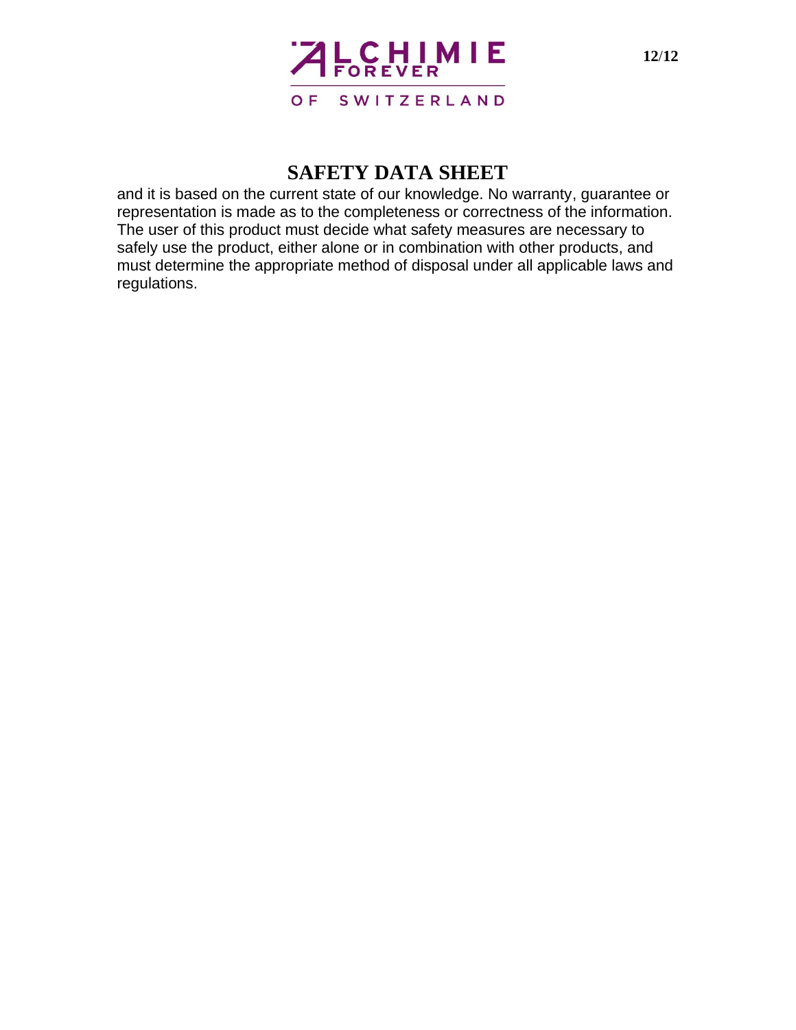and it is based on the current state of our knowledge. No warranty, guarantee or representation is made as to the completeness or correctness of the information. The user of this product must decide what safety measures are necessary to safely use the product, either alone or in combination with other products, and must determine the appropriate method of disposal under all applicable laws and regulations.